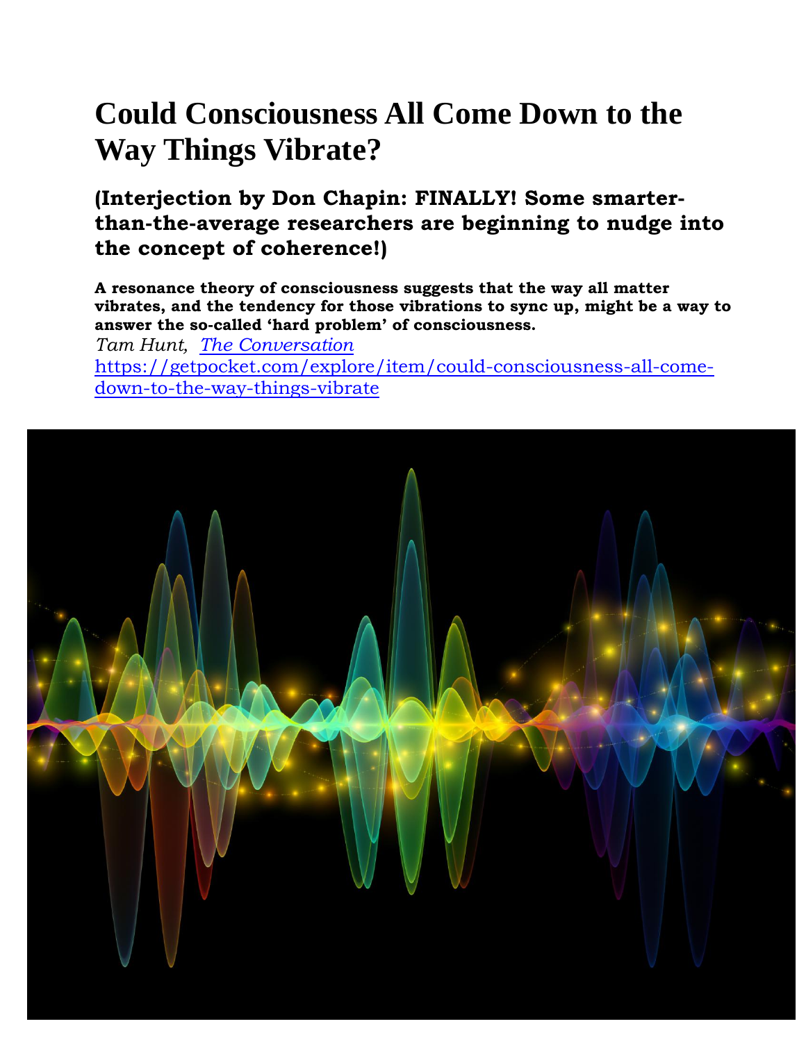# Could Consciousness All Come Down to the Way Things Vibrate?

## (Interjection by Don Chapin: FINALLY! Some smarter-than-the-average researchers are beginning to nudge into the concept of coherence!)

**A resonance theory of consciousness suggests that the way all matter vibrates, and the tendency for those vibrations to sync up, might be a way to answer the so-called 'hard problem' of consciousness.**

*Tam Hunt, [The Conversation](https://getpocket.com/explore/item/could-consciousness-all-come-down-to-the-way-things-vibrate)*
[https://getpocket.com/explore/item/could-consciousness-all-come-down-to-the-way-things-vibrate](https://getpocket.com/explore/item/could-consciousness-all-come-down-to-the-way-things-vibrate)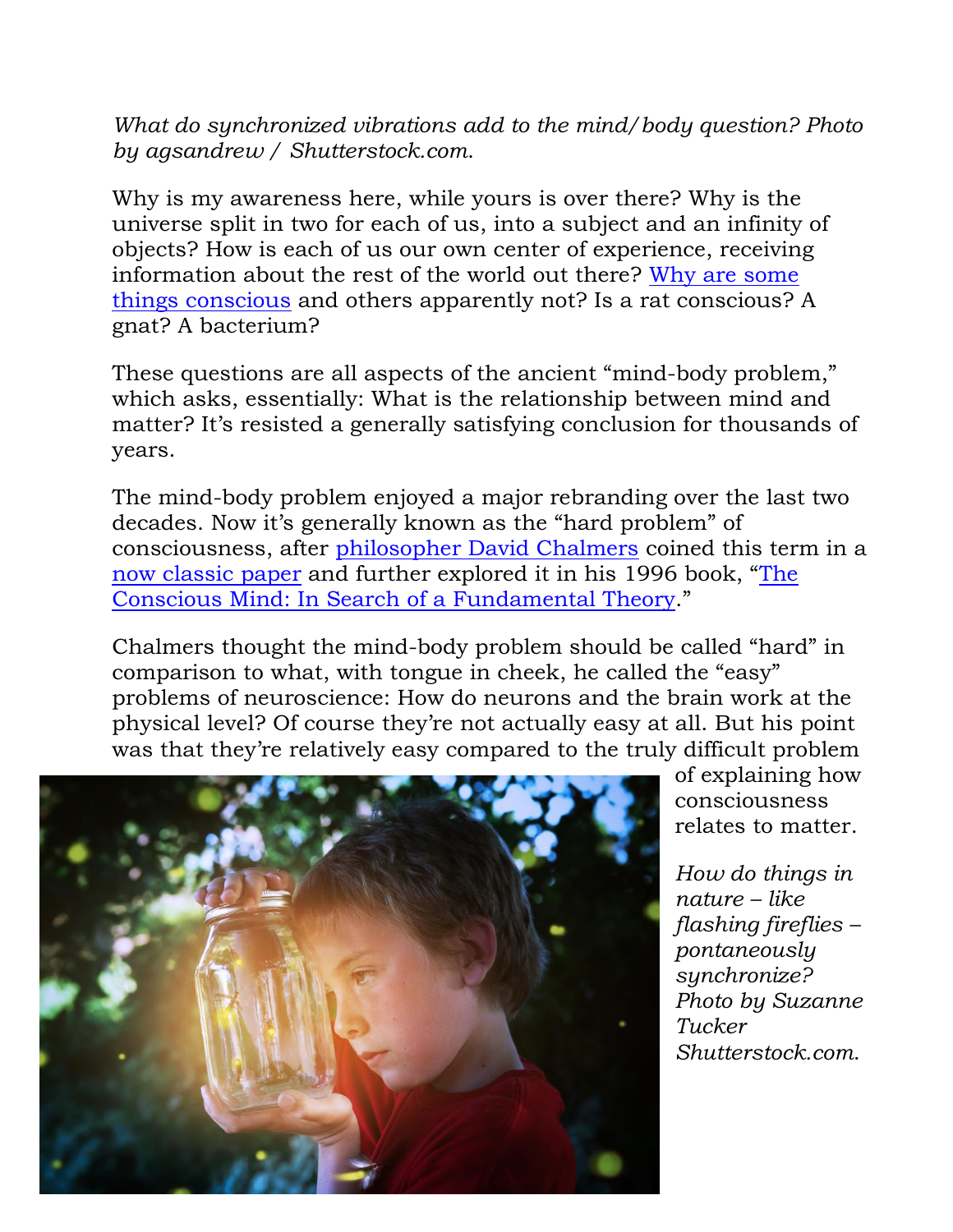*What do synchronized vibrations add to the mind/body question? Photo by agsandrew / Shutterstock.com.*

Why is my awareness here, while yours is over there? Why is the universe split in two for each of us, into a subject and an infinity of objects? How is each of us our own center of experience, receiving information about the rest of the world out there? Why are some things conscious and others apparently not? Is a rat conscious? A gnat? A bacterium?

These questions are all aspects of the ancient "mind-body problem," which asks, essentially: What is the relationship between mind and matter? It's resisted a generally satisfying conclusion for thousands of years.

The mind-body problem enjoyed a major rebranding over the last two decades. Now it's generally known as the "hard problem" of consciousness, after philosopher David Chalmers coined this term in a now classic paper and further explored it in his 1996 book, "The Conscious Mind: In Search of a Fundamental Theory."

Chalmers thought the mind-body problem should be called "hard" in comparison to what, with tongue in cheek, he called the "easy" problems of neuroscience: How do neurons and the brain work at the physical level? Of course they're not actually easy at all. But his point was that they're relatively easy compared to the truly difficult problem of explaining how consciousness relates to matter.

*How do things in nature – like flashing fireflies – pontaneously synchronize? Photo by Suzanne Tucker Shutterstock.com.*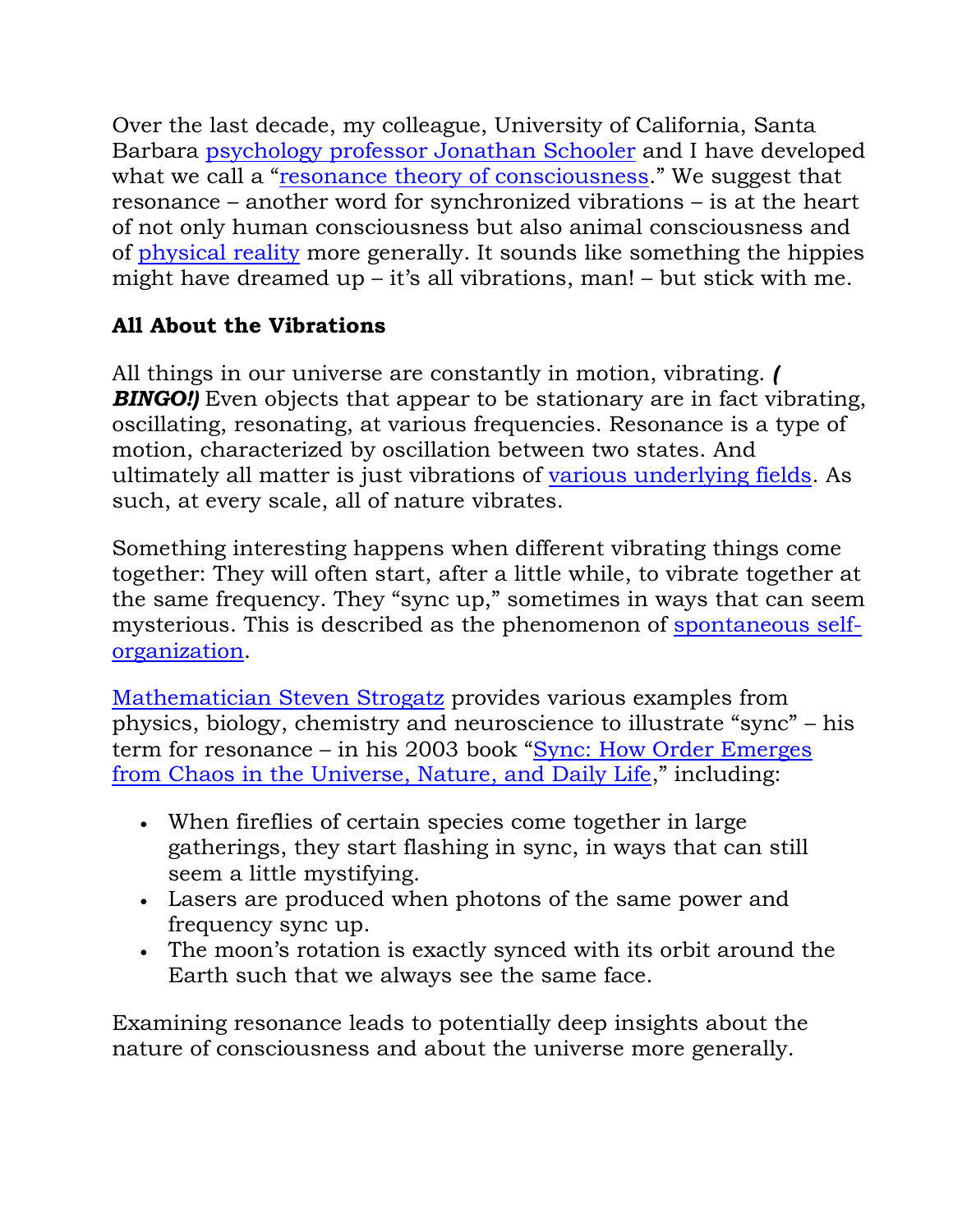Over the last decade, my colleague, University of California, Santa Barbara psychology professor Jonathan Schooler and I have developed what we call a "resonance theory of consciousness." We suggest that resonance – another word for synchronized vibrations – is at the heart of not only human consciousness but also animal consciousness and of physical reality more generally. It sounds like something the hippies might have dreamed up – it's all vibrations, man! – but stick with me.

**All About the Vibrations**

All things in our universe are constantly in motion, vibrating. ***(BINGO!)*** Even objects that appear to be stationary are in fact vibrating, oscillating, resonating, at various frequencies. Resonance is a type of motion, characterized by oscillation between two states. And ultimately all matter is just vibrations of various underlying fields. As such, at every scale, all of nature vibrates.

Something interesting happens when different vibrating things come together: They will often start, after a little while, to vibrate together at the same frequency. They "sync up," sometimes in ways that can seem mysterious. This is described as the phenomenon of spontaneous self-organization.

Mathematician Steven Strogatz provides various examples from physics, biology, chemistry and neuroscience to illustrate "sync" – his term for resonance – in his 2003 book "Sync: How Order Emerges from Chaos in the Universe, Nature, and Daily Life," including:

- When fireflies of certain species come together in large gatherings, they start flashing in sync, in ways that can still seem a little mystifying.
- Lasers are produced when photons of the same power and frequency sync up.
- The moon's rotation is exactly synced with its orbit around the Earth such that we always see the same face.

Examining resonance leads to potentially deep insights about the nature of consciousness and about the universe more generally.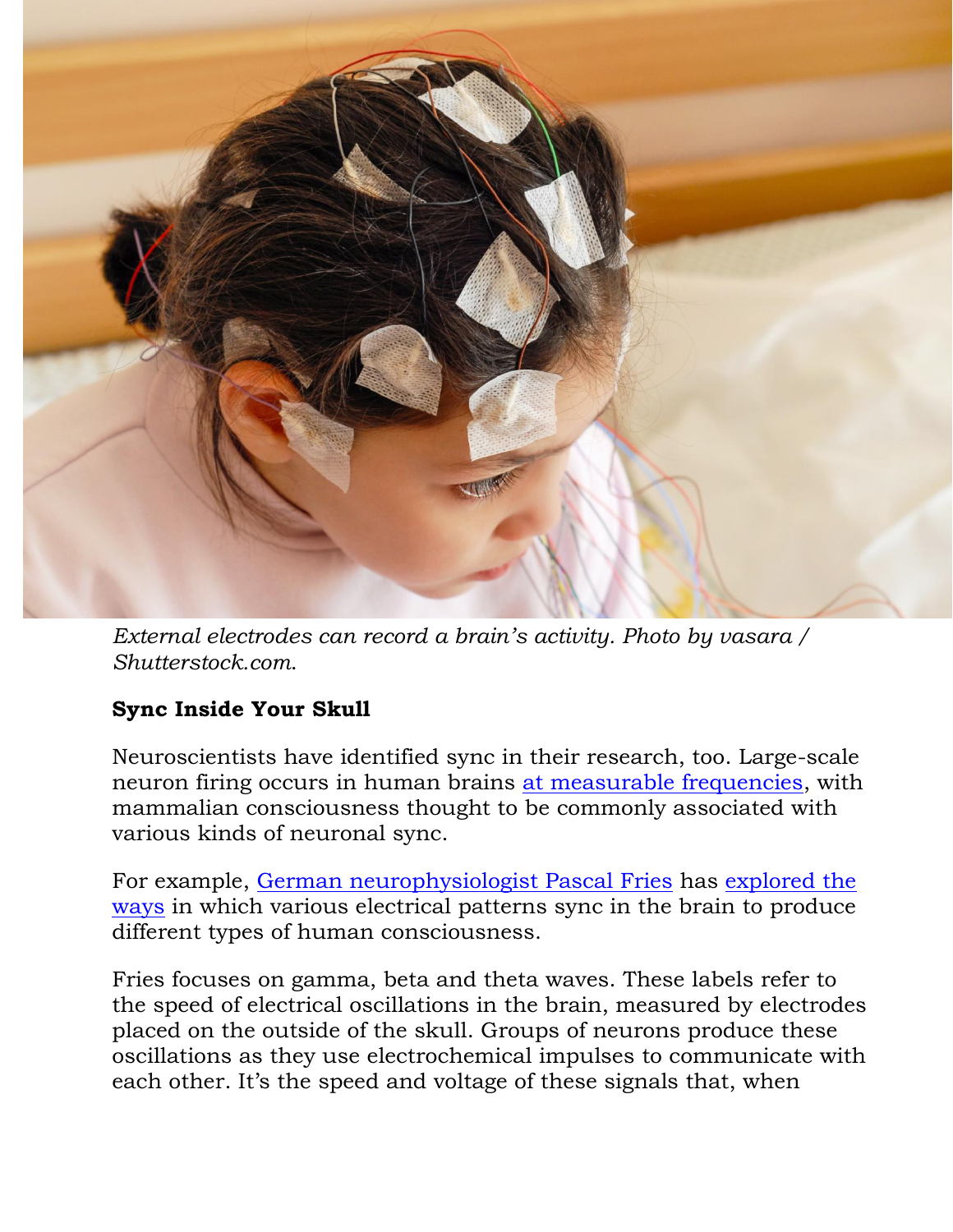*External electrodes can record a brain's activity. Photo by vasara / Shutterstock.com.*

**Sync Inside Your Skull**

Neuroscientists have identified sync in their research, too. Large-scale neuron firing occurs in human brains at measurable frequencies, with mammalian consciousness thought to be commonly associated with various kinds of neuronal sync.

For example, German neurophysiologist Pascal Fries has explored the ways in which various electrical patterns sync in the brain to produce different types of human consciousness.

Fries focuses on gamma, beta and theta waves. These labels refer to the speed of electrical oscillations in the brain, measured by electrodes placed on the outside of the skull. Groups of neurons produce these oscillations as they use electrochemical impulses to communicate with each other. It's the speed and voltage of these signals that, when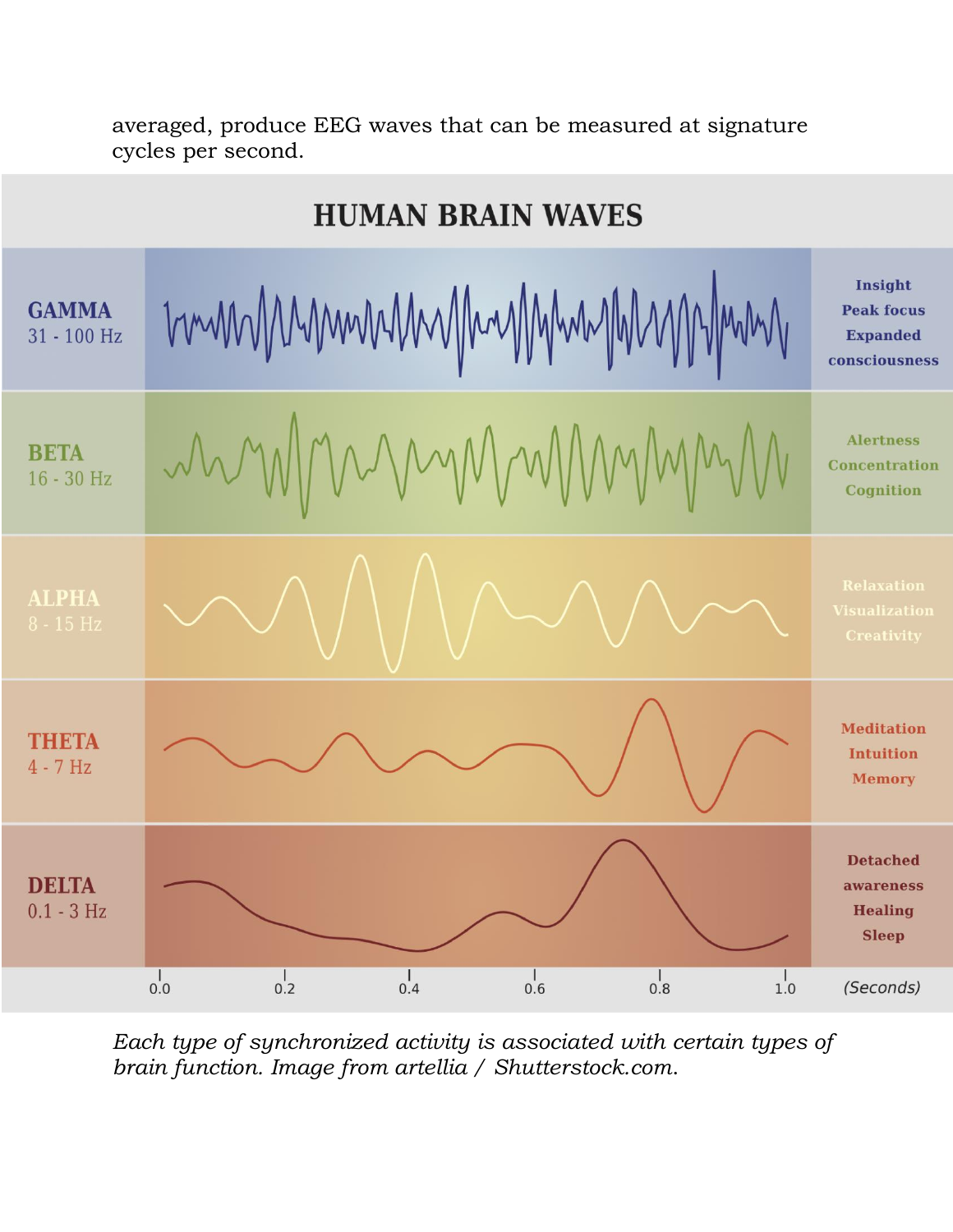averaged, produce EEG waves that can be measured at signature cycles per second.

## HUMAN BRAIN WAVES

| Wave | Frequency | Associated functions |
|---|---|---|
| GAMMA | 31 - 100 Hz | Insight, Peak focus, Expanded consciousness |
| BETA | 16 - 30 Hz | Alertness, Concentration, Cognition |
| ALPHA | 8 - 15 Hz | Relaxation, Visualization, Creativity |
| THETA | 4 - 7 Hz | Meditation, Intuition, Memory |
| DELTA | 0.1 - 3 Hz | Detached awareness, Healing, Sleep |

0.0 0.2 0.4 0.6 0.8 1.0 (Seconds)

*Each type of synchronized activity is associated with certain types of brain function. Image from artellia / Shutterstock.com.*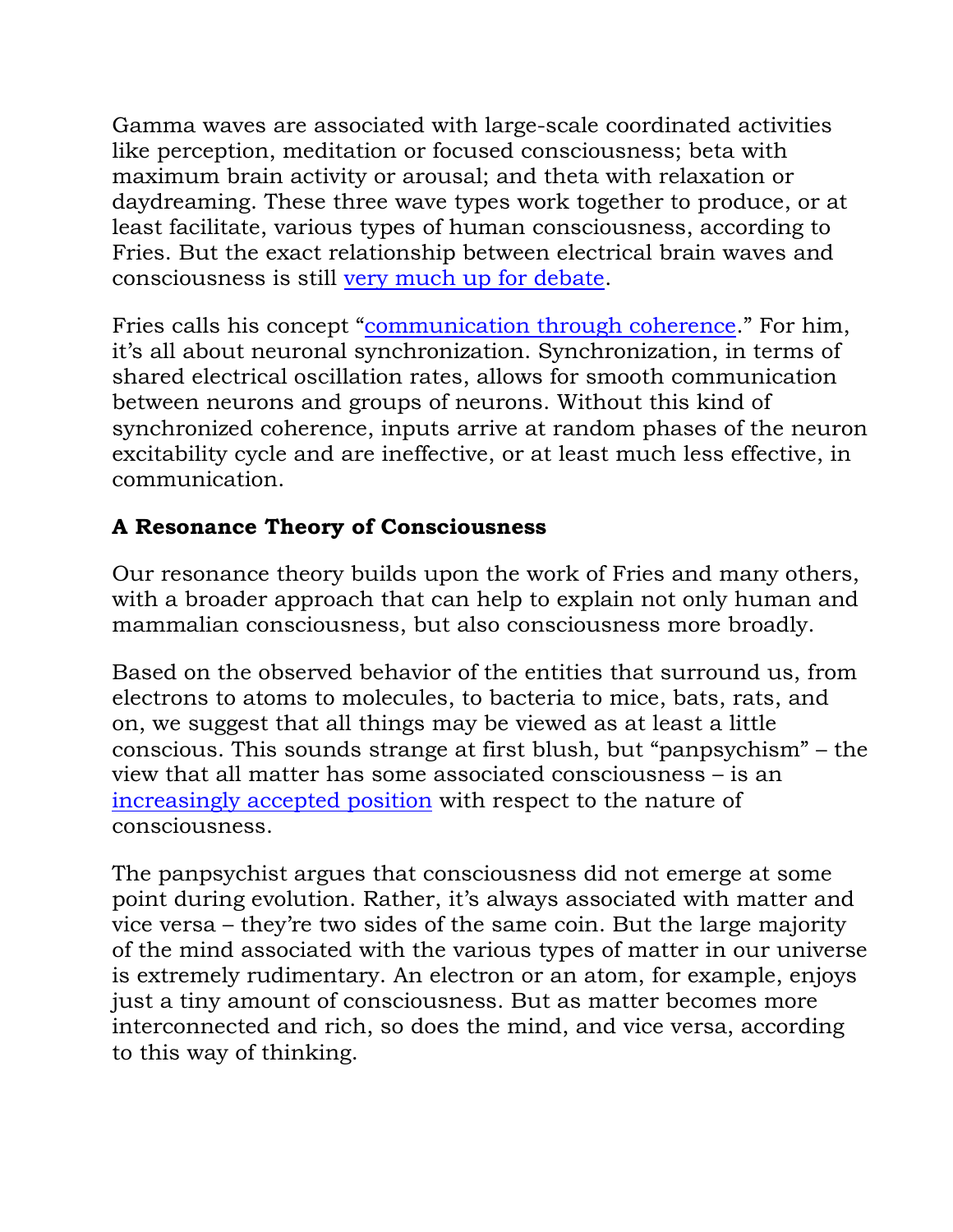Gamma waves are associated with large-scale coordinated activities like perception, meditation or focused consciousness; beta with maximum brain activity or arousal; and theta with relaxation or daydreaming. These three wave types work together to produce, or at least facilitate, various types of human consciousness, according to Fries. But the exact relationship between electrical brain waves and consciousness is still very much up for debate.

Fries calls his concept "communication through coherence." For him, it's all about neuronal synchronization. Synchronization, in terms of shared electrical oscillation rates, allows for smooth communication between neurons and groups of neurons. Without this kind of synchronized coherence, inputs arrive at random phases of the neuron excitability cycle and are ineffective, or at least much less effective, in communication.

## A Resonance Theory of Consciousness

Our resonance theory builds upon the work of Fries and many others, with a broader approach that can help to explain not only human and mammalian consciousness, but also consciousness more broadly.

Based on the observed behavior of the entities that surround us, from electrons to atoms to molecules, to bacteria to mice, bats, rats, and on, we suggest that all things may be viewed as at least a little conscious. This sounds strange at first blush, but "panpsychism" – the view that all matter has some associated consciousness – is an increasingly accepted position with respect to the nature of consciousness.

The panpsychist argues that consciousness did not emerge at some point during evolution. Rather, it's always associated with matter and vice versa – they're two sides of the same coin. But the large majority of the mind associated with the various types of matter in our universe is extremely rudimentary. An electron or an atom, for example, enjoys just a tiny amount of consciousness. But as matter becomes more interconnected and rich, so does the mind, and vice versa, according to this way of thinking.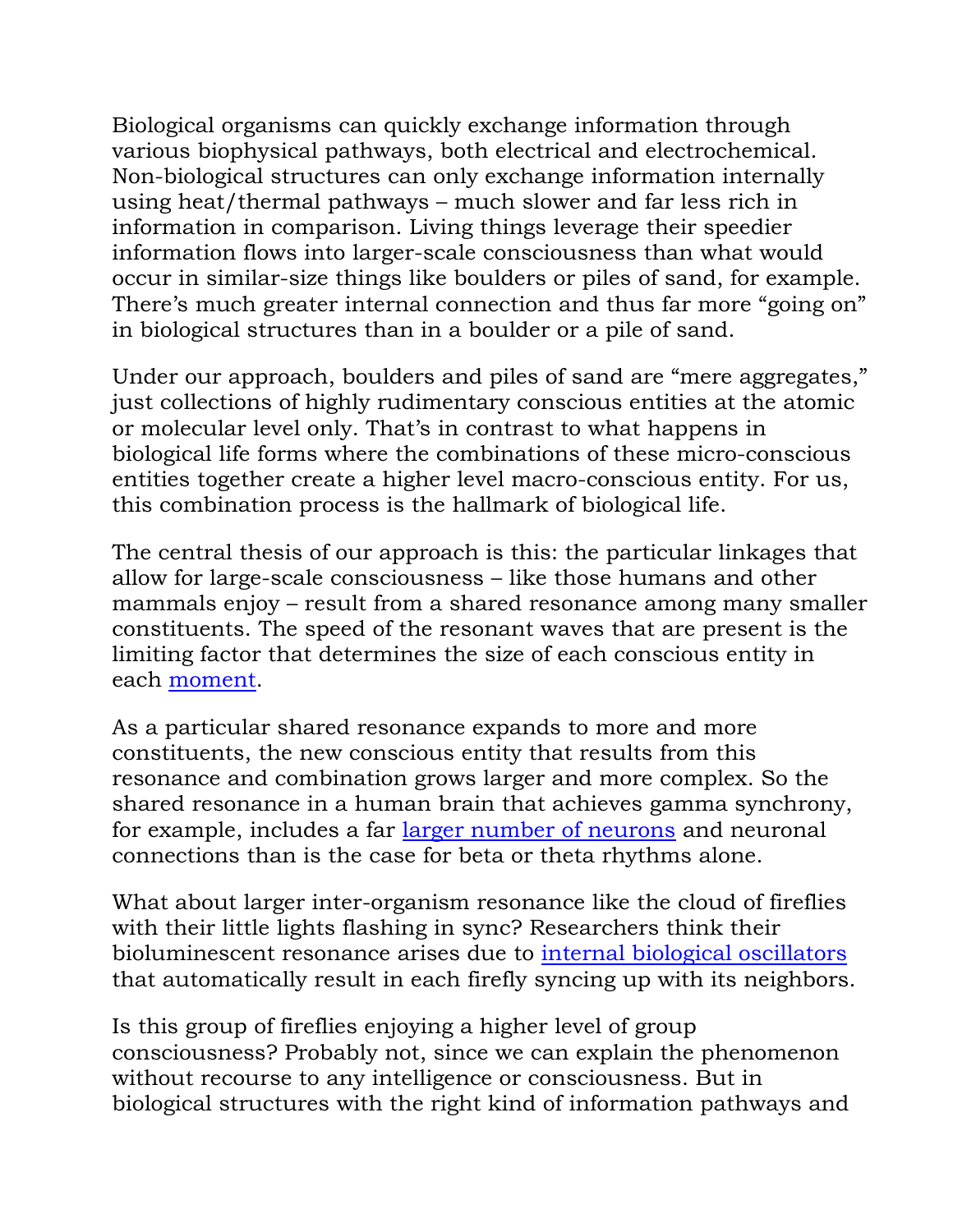Biological organisms can quickly exchange information through various biophysical pathways, both electrical and electrochemical. Non-biological structures can only exchange information internally using heat/thermal pathways – much slower and far less rich in information in comparison. Living things leverage their speedier information flows into larger-scale consciousness than what would occur in similar-size things like boulders or piles of sand, for example. There's much greater internal connection and thus far more "going on" in biological structures than in a boulder or a pile of sand.

Under our approach, boulders and piles of sand are "mere aggregates," just collections of highly rudimentary conscious entities at the atomic or molecular level only. That's in contrast to what happens in biological life forms where the combinations of these micro-conscious entities together create a higher level macro-conscious entity. For us, this combination process is the hallmark of biological life.

The central thesis of our approach is this: the particular linkages that allow for large-scale consciousness – like those humans and other mammals enjoy – result from a shared resonance among many smaller constituents. The speed of the resonant waves that are present is the limiting factor that determines the size of each conscious entity in each moment.

As a particular shared resonance expands to more and more constituents, the new conscious entity that results from this resonance and combination grows larger and more complex. So the shared resonance in a human brain that achieves gamma synchrony, for example, includes a far larger number of neurons and neuronal connections than is the case for beta or theta rhythms alone.

What about larger inter-organism resonance like the cloud of fireflies with their little lights flashing in sync? Researchers think their bioluminescent resonance arises due to internal biological oscillators that automatically result in each firefly syncing up with its neighbors.

Is this group of fireflies enjoying a higher level of group consciousness? Probably not, since we can explain the phenomenon without recourse to any intelligence or consciousness. But in biological structures with the right kind of information pathways and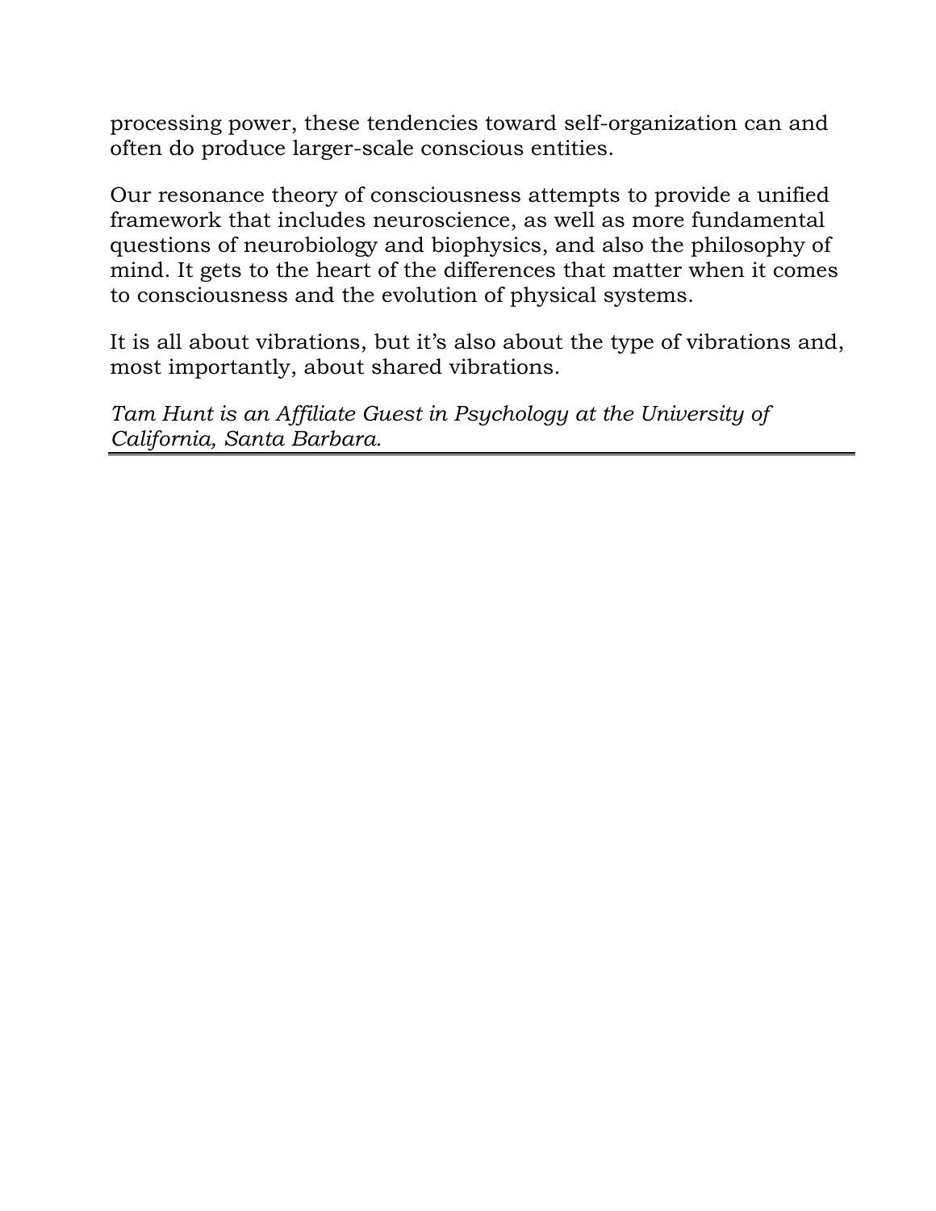processing power, these tendencies toward self-organization can and often do produce larger-scale conscious entities.

Our resonance theory of consciousness attempts to provide a unified framework that includes neuroscience, as well as more fundamental questions of neurobiology and biophysics, and also the philosophy of mind. It gets to the heart of the differences that matter when it comes to consciousness and the evolution of physical systems.

It is all about vibrations, but it's also about the type of vibrations and, most importantly, about shared vibrations.

*Tam Hunt is an Affiliate Guest in Psychology at the University of California, Santa Barbara.*